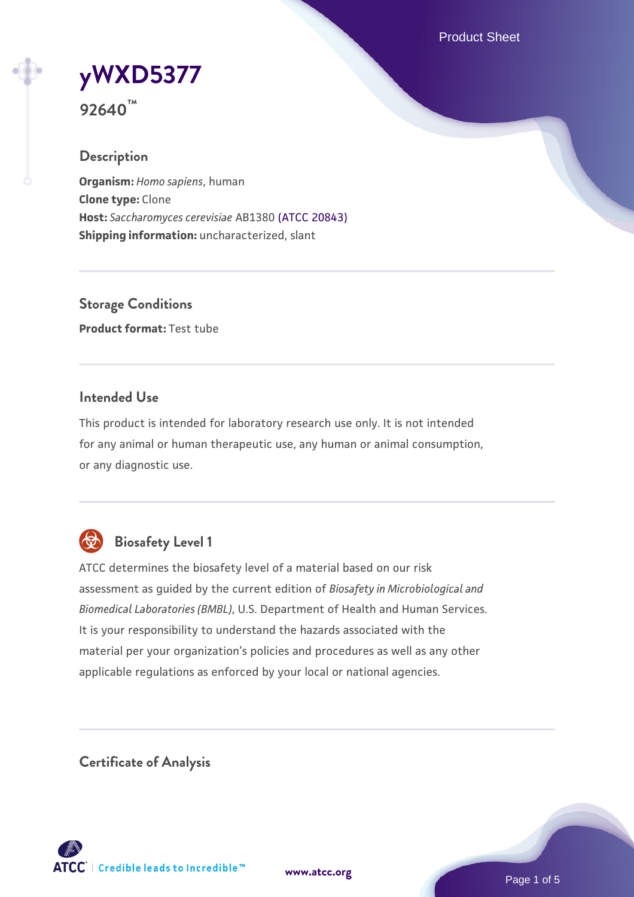# yWXD5377

**92640™**

## Description

**Organism:** *Homo sapiens*, human
**Clone type:** Clone
**Host:** *Saccharomyces cerevisiae* AB1380 (ATCC 20843)
**Shipping information:** uncharacterized, slant

## Storage Conditions

**Product format:** Test tube

## Intended Use

This product is intended for laboratory research use only. It is not intended for any animal or human therapeutic use, any human or animal consumption, or any diagnostic use.

## Biosafety Level 1

ATCC determines the biosafety level of a material based on our risk assessment as guided by the current edition of *Biosafety in Microbiological and Biomedical Laboratories (BMBL)*, U.S. Department of Health and Human Services. It is your responsibility to understand the hazards associated with the material per your organization's policies and procedures as well as any other applicable regulations as enforced by your local or national agencies.

## Certificate of Analysis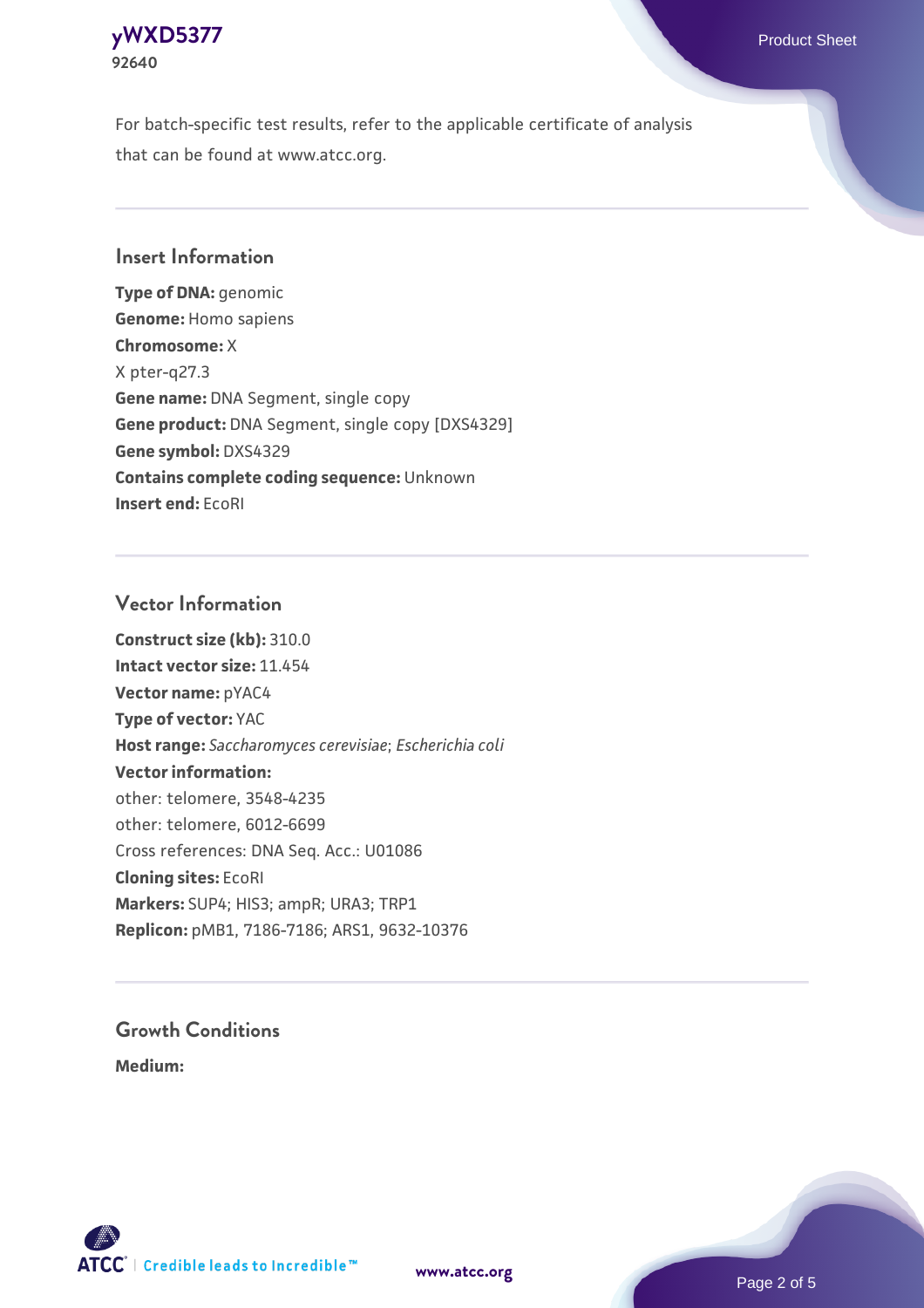For batch-specific test results, refer to the applicable certificate of analysis that can be found at www.atcc.org.

## Insert Information

**Type of DNA:** genomic
**Genome:** Homo sapiens
**Chromosome:** X
X pter-q27.3
**Gene name:** DNA Segment, single copy
**Gene product:** DNA Segment, single copy [DXS4329]
**Gene symbol:** DXS4329
**Contains complete coding sequence:** Unknown
**Insert end:** EcoRI

## Vector Information

**Construct size (kb):** 310.0
**Intact vector size:** 11.454
**Vector name:** pYAC4
**Type of vector:** YAC
**Host range:** *Saccharomyces cerevisiae*; *Escherichia coli*
**Vector information:**
other: telomere, 3548-4235
other: telomere, 6012-6699
Cross references: DNA Seq. Acc.: U01086
**Cloning sites:** EcoRI
**Markers:** SUP4; HIS3; ampR; URA3; TRP1
**Replicon:** pMB1, 7186-7186; ARS1, 9632-10376

## Growth Conditions

**Medium:**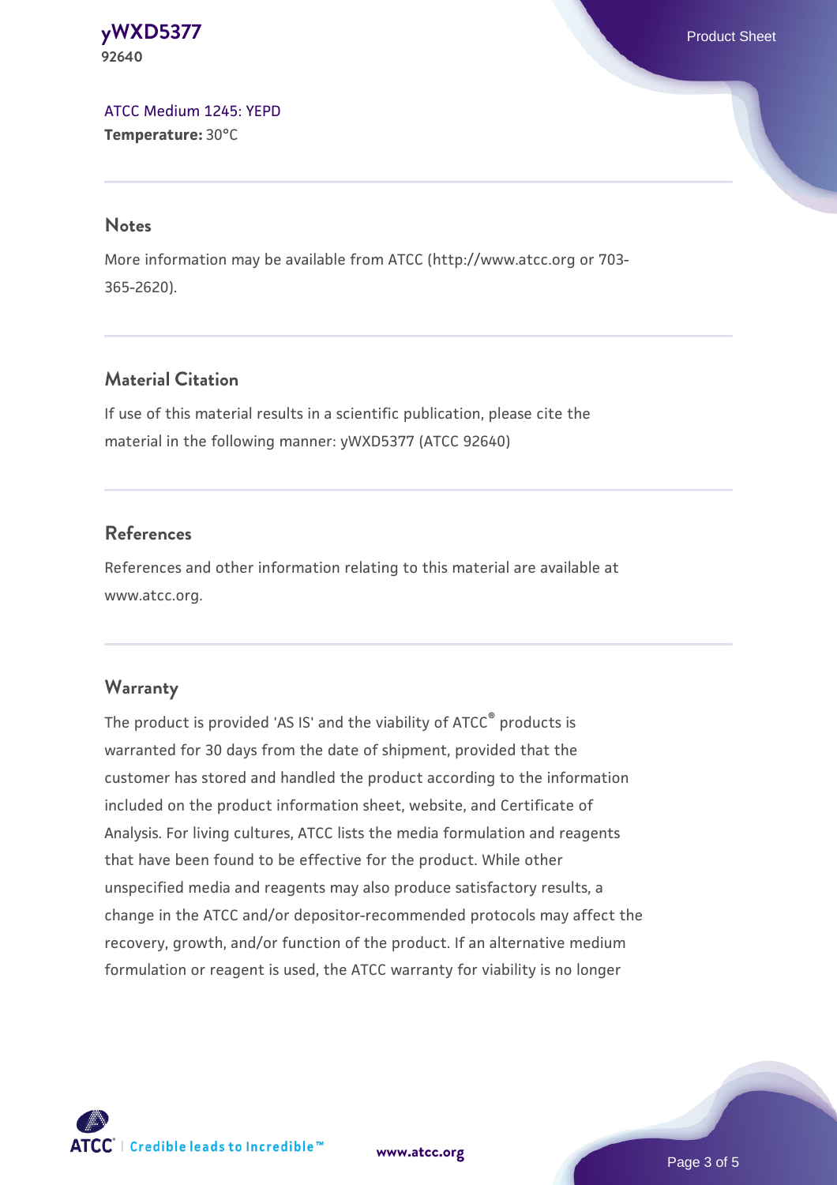ATCC Medium 1245: YEPD
**Temperature:** 30°C

## Notes

More information may be available from ATCC (http://www.atcc.org or 703-365-2620).

## Material Citation

If use of this material results in a scientific publication, please cite the material in the following manner: yWXD5377 (ATCC 92640)

## References

References and other information relating to this material are available at www.atcc.org.

## Warranty

The product is provided 'AS IS' and the viability of ATCC® products is warranted for 30 days from the date of shipment, provided that the customer has stored and handled the product according to the information included on the product information sheet, website, and Certificate of Analysis. For living cultures, ATCC lists the media formulation and reagents that have been found to be effective for the product. While other unspecified media and reagents may also produce satisfactory results, a change in the ATCC and/or depositor-recommended protocols may affect the recovery, growth, and/or function of the product. If an alternative medium formulation or reagent is used, the ATCC warranty for viability is no longer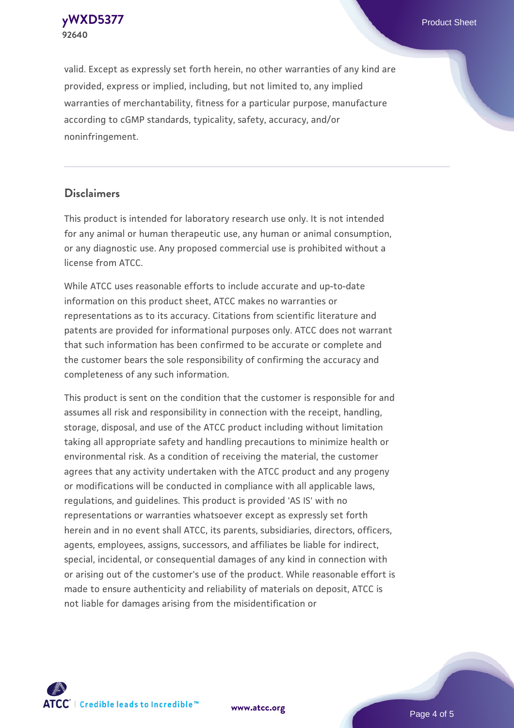valid. Except as expressly set forth herein, no other warranties of any kind are provided, express or implied, including, but not limited to, any implied warranties of merchantability, fitness for a particular purpose, manufacture according to cGMP standards, typicality, safety, accuracy, and/or noninfringement.

## Disclaimers

This product is intended for laboratory research use only. It is not intended for any animal or human therapeutic use, any human or animal consumption, or any diagnostic use. Any proposed commercial use is prohibited without a license from ATCC.

While ATCC uses reasonable efforts to include accurate and up-to-date information on this product sheet, ATCC makes no warranties or representations as to its accuracy. Citations from scientific literature and patents are provided for informational purposes only. ATCC does not warrant that such information has been confirmed to be accurate or complete and the customer bears the sole responsibility of confirming the accuracy and completeness of any such information.

This product is sent on the condition that the customer is responsible for and assumes all risk and responsibility in connection with the receipt, handling, storage, disposal, and use of the ATCC product including without limitation taking all appropriate safety and handling precautions to minimize health or environmental risk. As a condition of receiving the material, the customer agrees that any activity undertaken with the ATCC product and any progeny or modifications will be conducted in compliance with all applicable laws, regulations, and guidelines. This product is provided 'AS IS' with no representations or warranties whatsoever except as expressly set forth herein and in no event shall ATCC, its parents, subsidiaries, directors, officers, agents, employees, assigns, successors, and affiliates be liable for indirect, special, incidental, or consequential damages of any kind in connection with or arising out of the customer's use of the product. While reasonable effort is made to ensure authenticity and reliability of materials on deposit, ATCC is not liable for damages arising from the misidentification or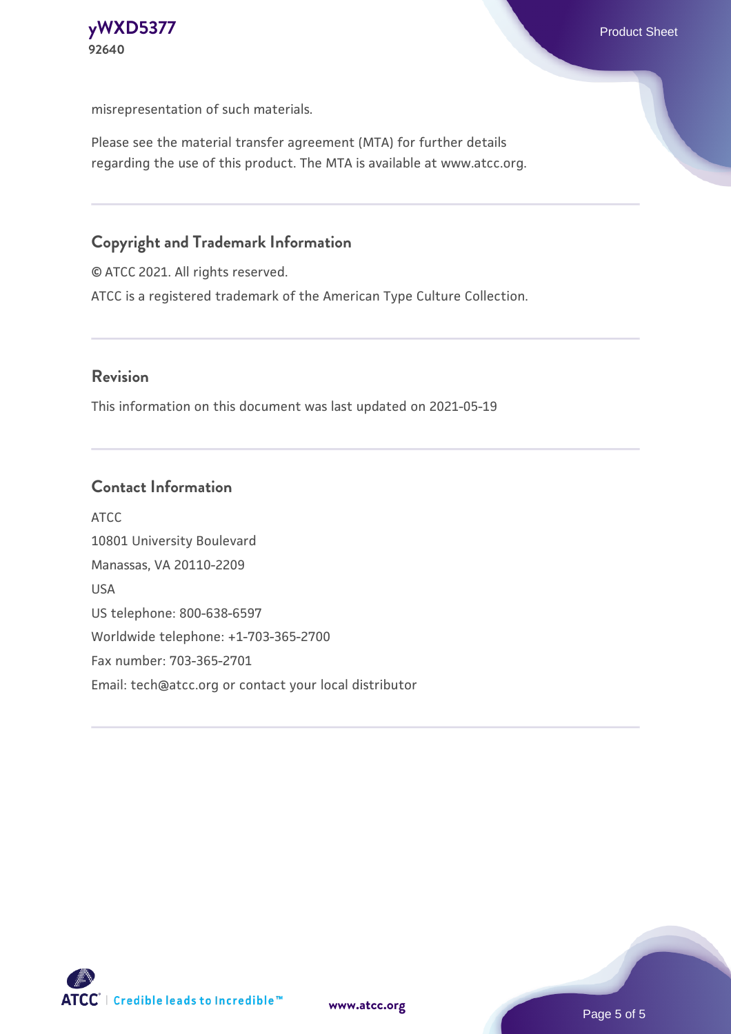misrepresentation of such materials.

Please see the material transfer agreement (MTA) for further details regarding the use of this product. The MTA is available at www.atcc.org.

## Copyright and Trademark Information

© ATCC 2021. All rights reserved.

ATCC is a registered trademark of the American Type Culture Collection.

## Revision

This information on this document was last updated on 2021-05-19

## Contact Information

ATCC
10801 University Boulevard
Manassas, VA 20110-2209
USA
US telephone: 800-638-6597
Worldwide telephone: +1-703-365-2700
Fax number: 703-365-2701
Email: tech@atcc.org or contact your local distributor